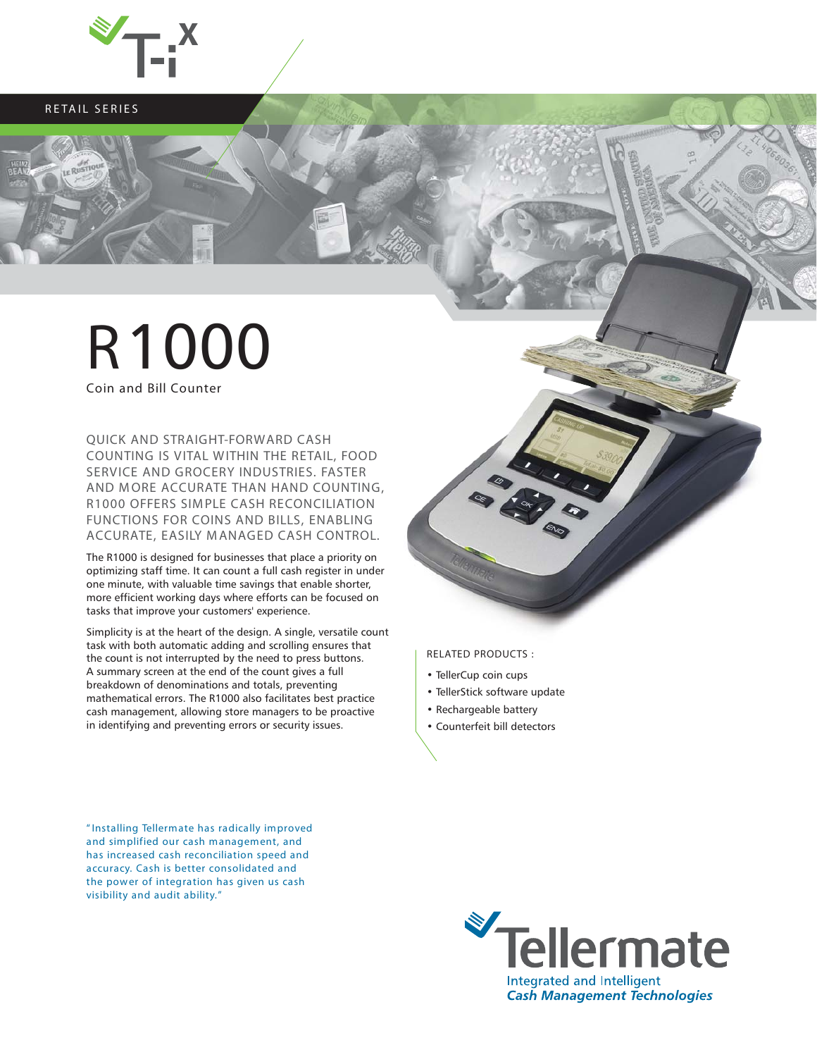RETAIL SERIES

# R1000

## Coin and Bill Counter

QUICK AND STRAIGHT-FORWARD CASH COUNTING IS VITAL WITHIN THE RETAIL, FOOD SERVICE AND GROCERY INDUSTRIES. FASTER AND MORE ACCURATE THAN HAND COUNTING, R1000 OFFERS SIMPLE CASH RECONCILIATION FUNCTIONS FOR COINS AND BILLS, ENABLING ACCURATE, EASILY MANAGED CASH CONTROL.

The R1000 is designed for businesses that place a priority on optimizing staff time. It can count a full cash register in under one minute, with valuable time savings that enable shorter, more efficient working days where efforts can be focused on tasks that improve your customers' experience.

Simplicity is at the heart of the design. A single, versatile count task with both automatic adding and scrolling ensures that the count is not interrupted by the need to press buttons. A summary screen at the end of the count gives a full breakdown of denominations and totals, preventing mathematical errors. The R1000 also facilitates best practice cash management, allowing store managers to be proactive in identifying and preventing errors or security issues.

RELATED PRODUCTS :

- TellerCup coin cups
- TellerStick software update
- Rechargeable battery
- Counterfeit bill detectors

"Installing Tellermate has radically improved and simplified our cash management, and has increased cash reconciliation speed and accuracy. Cash is better consolidated and the power of integration has given us cash visibility and audit ability."

Tellermate
Integrated and Intelligent
*Cash Management Technologies*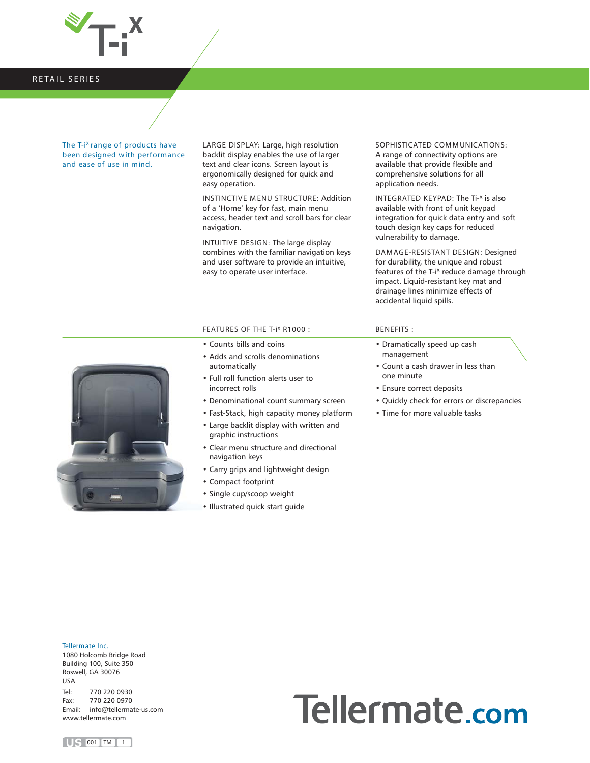T-i[x]

RETAIL SERIES

The T-i[x] range of products have been designed with performance and ease of use in mind.

LARGE DISPLAY: Large, high resolution backlit display enables the use of larger text and clear icons. Screen layout is ergonomically designed for quick and easy operation.

INSTINCTIVE MENU STRUCTURE: Addition of a 'Home' key for fast, main menu access, header text and scroll bars for clear navigation.

INTUITIVE DESIGN: The large display combines with the familiar navigation keys and user software to provide an intuitive, easy to operate user interface.

SOPHISTICATED COMMUNICATIONS: A range of connectivity options are available that provide flexible and comprehensive solutions for all application needs.

INTEGRATED KEYPAD: The Ti-[x] is also available with front of unit keypad integration for quick data entry and soft touch design key caps for reduced vulnerability to damage.

DAMAGE-RESISTANT DESIGN: Designed for durability, the unique and robust features of the T-i[x] reduce damage through impact. Liquid-resistant key mat and drainage lines minimize effects of accidental liquid spills.

FEATURES OF THE T-i[x] R1000 :

- Counts bills and coins
- Adds and scrolls denominations automatically
- Full roll function alerts user to incorrect rolls
- Denominational count summary screen
- Fast-Stack, high capacity money platform
- Large backlit display with written and graphic instructions
- Clear menu structure and directional navigation keys
- Carry grips and lightweight design
- Compact footprint
- Single cup/scoop weight
- Illustrated quick start guide

BENEFITS :

- Dramatically speed up cash management
- Count a cash drawer in less than one minute
- Ensure correct deposits
- Quickly check for errors or discrepancies
- Time for more valuable tasks

Tellermate Inc.
1080 Holcomb Bridge Road
Building 100, Suite 350
Roswell, GA 30076
USA

Tel: 770 220 0930
Fax: 770 220 0970
Email: info@tellermate-us.com
www.tellermate.com

Tellermate.com

US 001 TM 1